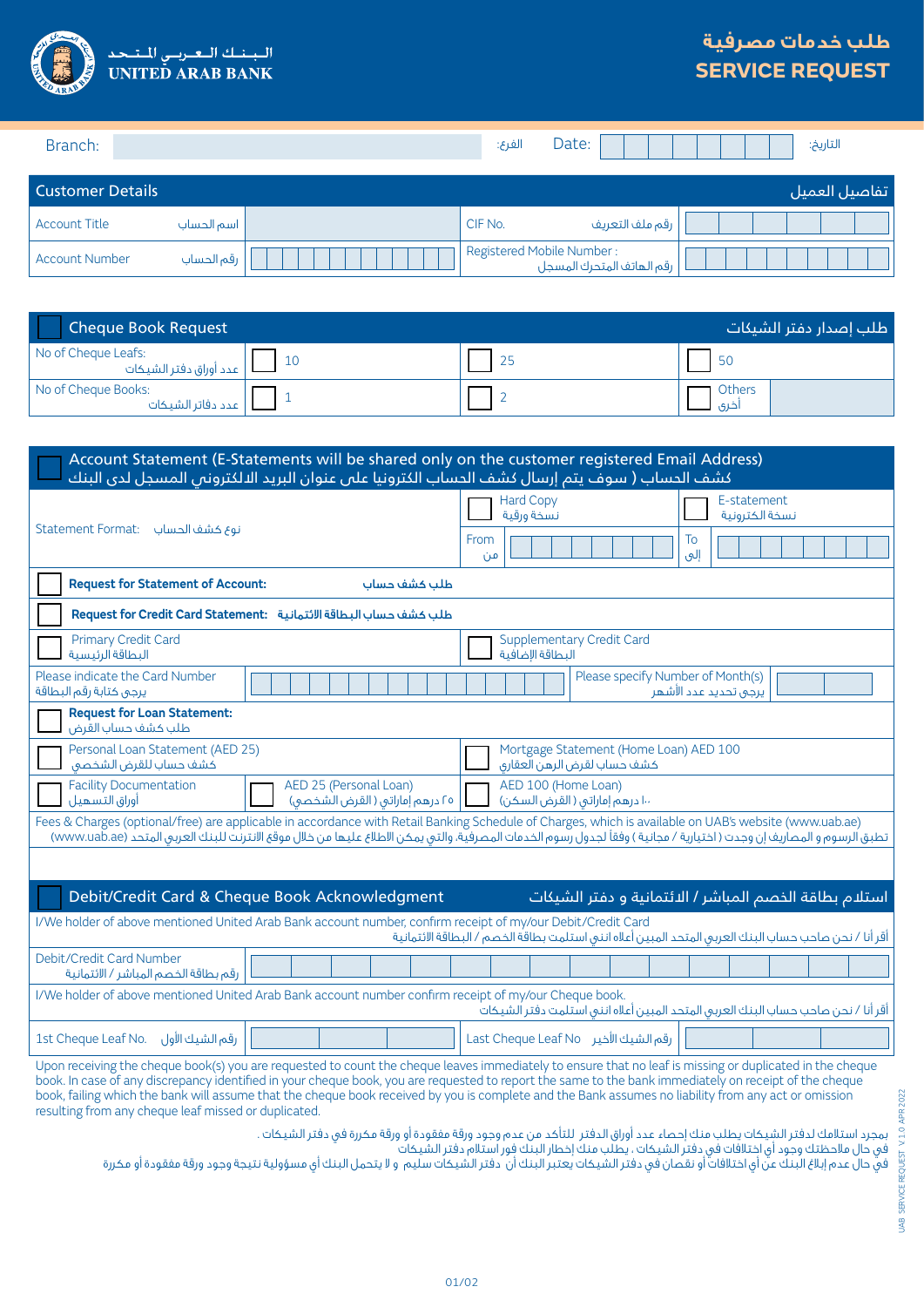**الـبـنـك الـعـربـي المـتـحـد**
**UNITED ARAB BANK**

# طلب خدمات مصرفية
# SERVICE REQUEST

| Branch: | | الفرع: | Date: | | التاريخ: |
|---|---|---|---|---|---|

## Customer Details | تفاصيل العميل

| Account Title اسم الحساب | | CIF No. رقم ملف التعريف | |
|---|---|---|---|
| Account Number رقم الحساب | | Registered Mobile Number : رقم الهاتف المتحرك المسجل | |

## ☐ Cheque Book Request | طلب إصدار دفتر الشيكات

| No of Cheque Leafs: عدد أوراق دفتر الشيكات | ☐ 10 | ☐ 25 | ☐ 50 | |
|---|---|---|---|---|
| No of Cheque Books: عدد دفاتر الشيكات | ☐ 1 | ☐ 2 | ☐ Others أخرى | |

## ☐ Account Statement (E-Statements will be shared only on the customer registered Email Address)
## كشف الحساب ( سوف يتم إرسال كشف الحساب الكترونيا على عنوان البريد الالكتروني المسجل لدى البنك

| Statement Format: نوع كشف الحساب | ☐ Hard Copy نسخة ورقية | ☐ E-statement نسخة الكترونية |
|---|---|---|
| | From من | To إلى |

☐ **Request for Statement of Account:** **طلب كشف حساب**

☐ **Request for Credit Card Statement:** **طلب كشف حساب البطاقة الائتمانية**

| ☐ Primary Credit Card البطاقة الرئيسية | ☐ Supplementary Credit Card البطاقة الإضافية |
|---|---|
| Please indicate the Card Number يرجى كتابة رقم البطاقة | Please specify Number of Month(s) يرجى تحديد عدد الأشهر |

☐ **Request for Loan Statement:**
طلب كشف حساب القرض

| ☐ Personal Loan Statement (AED 25) كشف حساب للقرض الشخصي | | ☐ Mortgage Statement (Home Loan) AED 100 كشف حساب لقرض الرهن العقاري |
|---|---|---|
| ☐ Facility Documentation أوراق التسهيل | ☐ AED 25 (Personal Loan) ٢٥ درهم إماراتي ( القرض الشخصي) | ☐ AED 100 (Home Loan) ١٠٠ درهم إماراتي ( القرض السكن) |

Fees & Charges (optional/free) are applicable in accordance with Retail Banking Schedule of Charges, which is available on UAB's website (www.uab.ae)
تطبق الرسوم و المصاريف إن وجدت ( اختيارية / مجانية ) وفقاً لجدول رسوم الخدمات المصرفية، والتي يمكن الاطلاع عليها من خلال موقع الانترنت للبنك العربي المتحد (www.uab.ae)

## ☐ Debit/Credit Card & Cheque Book Acknowledgment | استلام بطاقة الخصم المباشر / الائتمانية و دفتر الشيكات

I/We holder of above mentioned United Arab Bank account number, confirm receipt of my/our Debit/Credit Card
أقر أنا / نحن صاحب حساب البنك العربي المتحد المبين أعلاه انني استلمت بطاقة الخصم / البطاقة الائتمانية

| Debit/Credit Card Number رقم بطاقة الخصم المباشر / الائتمانية | |
|---|---|

I/We holder of above mentioned United Arab Bank account number confirm receipt of my/our Cheque book.
أقر أنا / نحن صاحب حساب البنك العربي المتحد المبين أعلاه انني استلمت دفتر الشيكات

| 1st Cheque Leaf No. رقم الشيك الأول | | Last Cheque Leaf No رقم الشيك الأخير | |
|---|---|---|---|

Upon receiving the cheque book(s) you are requested to count the cheque leaves immediately to ensure that no leaf is missing or duplicated in the cheque book. In case of any discrepancy identified in your cheque book, you are requested to report the same to the bank immediately on receipt of the cheque book, failing which the bank will assume that the cheque book received by you is complete and the Bank assumes no liability from any act or omission resulting from any cheque leaf missed or duplicated.

بمجرد استلامك لدفتر الشيكات يطلب منك إحصاء عدد أوراق الدفتر للتأكد من عدم وجود ورقة مفقودة أو ورقة مكررة في دفتر الشيكات .
في حال ملاحظتك وجود أي اختلافات في دفتر الشيكات ، يطلب منك إخطار البنك فور استلام دفتر الشيكات
في حال عدم إبلاغ البنك عن أي اختلافات أو نقصان في دفتر الشيكات يعتبر البنك أن دفتر الشيكات سليم و لا يتحمل البنك أي مسؤولية نتيجة وجود ورقة مفقودة أو مكررة

UAB SERVICE REQUEST V1.0 APR 2022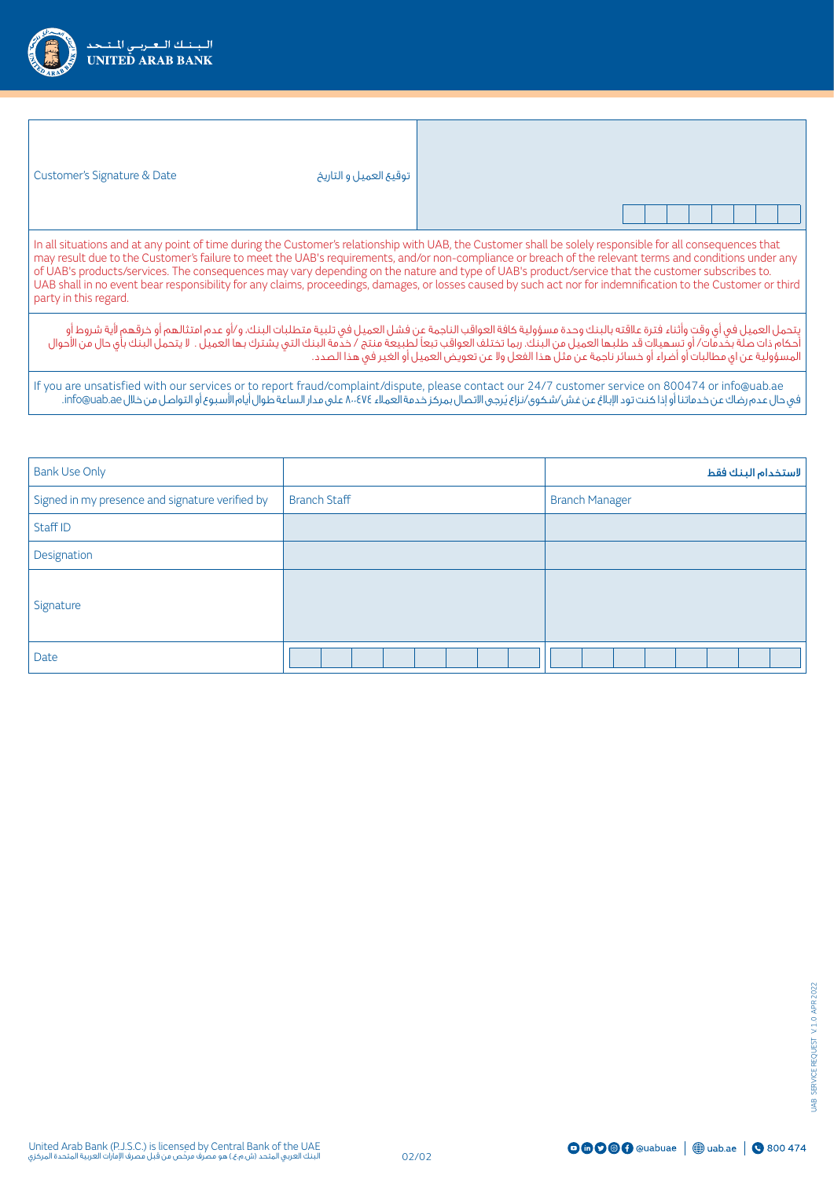| | | |
|---|---|---|
| Customer's Signature & Date | توقيع العميل و التاريخ | |

In all situations and at any point of time during the Customer's relationship with UAB, the Customer shall be solely responsible for all consequences that may result due to the Customer's failure to meet the UAB's requirements, and/or non-compliance or breach of the relevant terms and conditions under any of UAB's products/services. The consequences may vary depending on the nature and type of UAB's product/service that the customer subscribes to. UAB shall in no event bear responsibility for any claims, proceedings, damages, or losses caused by such act nor for indemnification to the Customer or third party in this regard.

يتحمل العميل في أي وقت وأثناء فترة علاقته بالبنك وحدة مسؤولية كافة العواقب الناجمة عن فشل العميل في تلبية متطلبات البنك، و/أو عدم امتثالهم أو خرقهم لأية شروط أو أحكام ذات صلة بخدمات/ أو تسهيلات قد طلبها العميل من البنك. ربما تختلف العواقب تبعاً لطبيعة منتج / خدمة البنك التي يشترك بها العميل . لا يتحمل البنك بأي حال من الأحوال المسؤولية عن اي مطالبات أو أضرار أو خسائر ناجمة عن مثل هذا الفعل ولا عن تعويض العميل أو الغير في هذا الصدد.

If you are unsatisfied with our services or to report fraud/complaint/dispute, please contact our 24/7 customer service on 800474 or info@uab.ae

في حال عدم رضاك عن خدماتنا أو إذا كنت تود الإبلاغ عن غش/شكوى/نزاع يُرجى الاتصال بمركز خدمة العملاء ٨٠٠٤٧٤ على مدار الساعة طوال أيام الأسبوع أو التواصل من خلال info@uab.ae.

| Bank Use Only | | لاستخدام البنك فقط |
|---|---|---|
| Signed in my presence and signature verified by | Branch Staff | Branch Manager |
| Staff ID | | |
| Designation | | |
| Signature | | |
| Date | | |

United Arab Bank (P.J.S.C.) is licensed by Central Bank of the UAE
البنك العربي المتحد (ش.م.ع.) هو مصرف مرخص من قبل مصرف الإمارات العربية المتحدة المركزي

@uabuae | uab.ae | 800 474